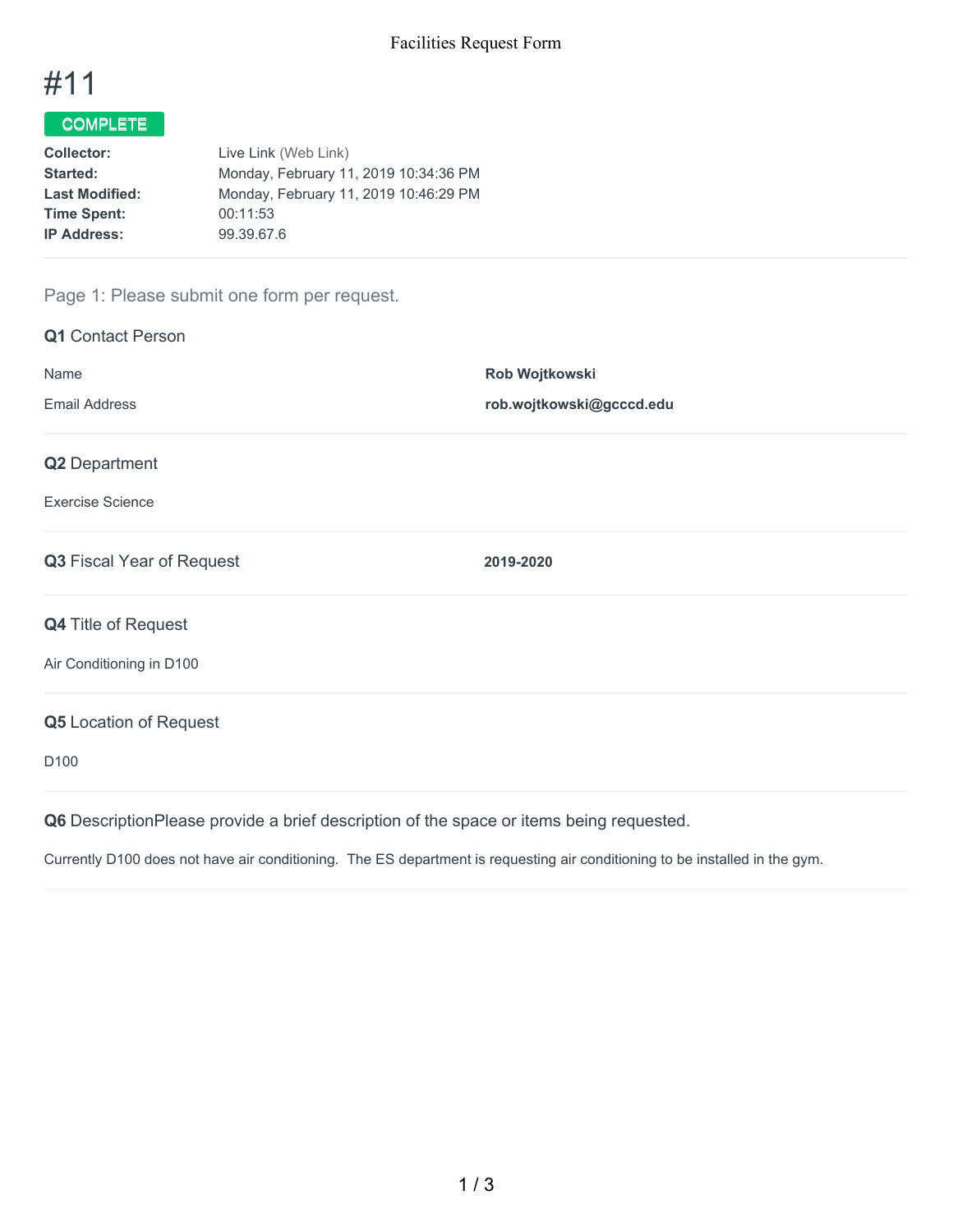# #11

**COMPLETE**

| | |
|---|---|
| **Collector:** | Live Link (Web Link) |
| **Started:** | Monday, February 11, 2019 10:34:36 PM |
| **Last Modified:** | Monday, February 11, 2019 10:46:29 PM |
| **Time Spent:** | 00:11:53 |
| **IP Address:** | 99.39.67.6 |

## Page 1: Please submit one form per request.

### Q1 Contact Person

| | |
|---|---|
| Name | **Rob Wojtkowski** |
| Email Address | **rob.wojtkowski@gcccd.edu** |

### Q2 Department

Exercise Science

### Q3 Fiscal Year of Request

**2019-2020**

### Q4 Title of Request

Air Conditioning in D100

### Q5 Location of Request

D100

### Q6 DescriptionPlease provide a brief description of the space or items being requested.

Currently D100 does not have air conditioning. The ES department is requesting air conditioning to be installed in the gym.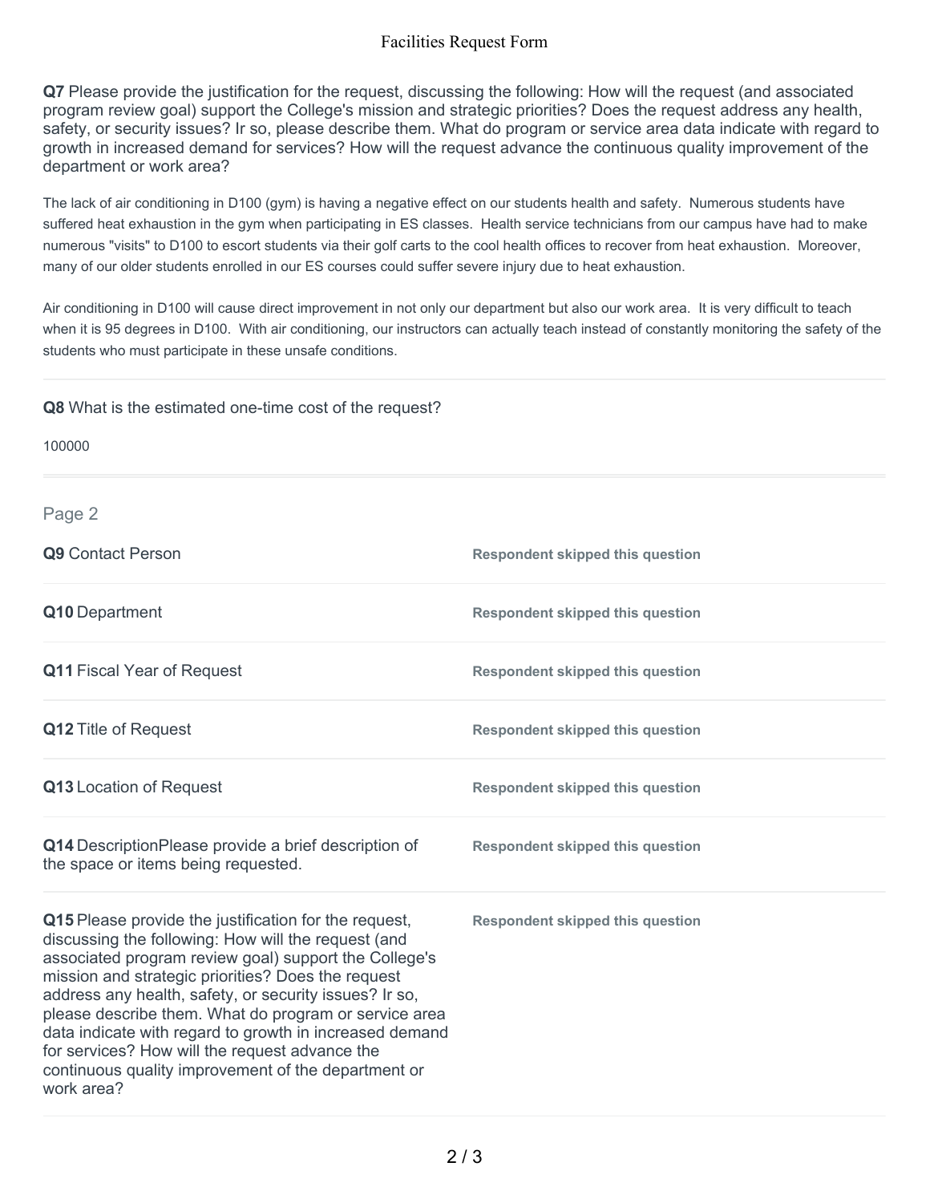**Q7** Please provide the justification for the request, discussing the following: How will the request (and associated program review goal) support the College's mission and strategic priorities? Does the request address any health, safety, or security issues? Ir so, please describe them. What do program or service area data indicate with regard to growth in increased demand for services? How will the request advance the continuous quality improvement of the department or work area?

The lack of air conditioning in D100 (gym) is having a negative effect on our students health and safety. Numerous students have suffered heat exhaustion in the gym when participating in ES classes. Health service technicians from our campus have had to make numerous "visits" to D100 to escort students via their golf carts to the cool health offices to recover from heat exhaustion. Moreover, many of our older students enrolled in our ES courses could suffer severe injury due to heat exhaustion.

Air conditioning in D100 will cause direct improvement in not only our department but also our work area. It is very difficult to teach when it is 95 degrees in D100. With air conditioning, our instructors can actually teach instead of constantly monitoring the safety of the students who must participate in these unsafe conditions.

---

**Q8** What is the estimated one-time cost of the request?

100000

---

## Page 2

**Q9** Contact Person

Respondent skipped this question

**Q10** Department

Respondent skipped this question

**Q11** Fiscal Year of Request

Respondent skipped this question

**Q12** Title of Request

Respondent skipped this question

**Q13** Location of Request

Respondent skipped this question

**Q14** DescriptionPlease provide a brief description of the space or items being requested.

Respondent skipped this question

**Q15** Please provide the justification for the request, discussing the following: How will the request (and associated program review goal) support the College's mission and strategic priorities? Does the request address any health, safety, or security issues? Ir so, please describe them. What do program or service area data indicate with regard to growth in increased demand for services? How will the request advance the continuous quality improvement of the department or work area?

Respondent skipped this question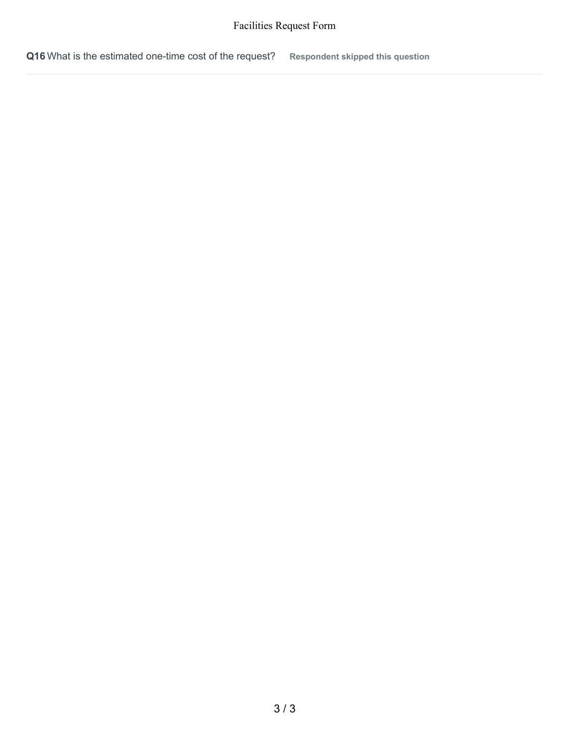**Q16** What is the estimated one-time cost of the request? **Respondent skipped this question**